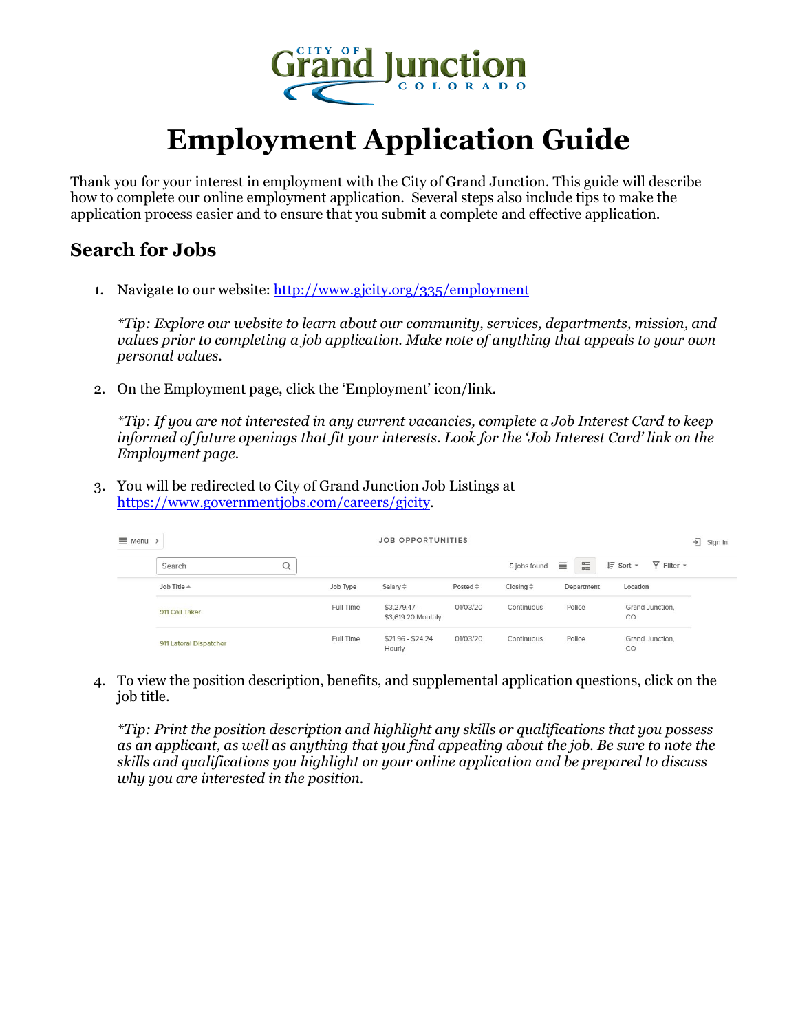# Employment Application Guide

Thank you for your interest in employment with the City of Grand Junction. This guide will describe how to complete our online employment application. Several steps also include tips to make the application process easier and to ensure that you submit a complete and effective application.

## Search for Jobs

1. Navigate to our website: http://www.gjcity.org/335/employment

   *\*Tip: Explore our website to learn about our community, services, departments, mission, and values prior to completing a job application. Make note of anything that appeals to your own personal values.*

2. On the Employment page, click the 'Employment' icon/link.

   *\*Tip: If you are not interested in any current vacancies, complete a Job Interest Card to keep informed of future openings that fit your interests. Look for the 'Job Interest Card' link on the Employment page.*

3. You will be redirected to City of Grand Junction Job Listings at https://www.governmentjobs.com/careers/gjcity.

   | Job Title | Job Type | Salary | Posted | Closing | Department | Location |
   |---|---|---|---|---|---|---|
   | 911 Call Taker | Full Time | $3,279.47 - $3,619.20 Monthly | 01/03/20 | Continuous | Police | Grand Junction, CO |
   | 911 Lateral Dispatcher | Full Time | $21.96 - $24.24 Hourly | 01/03/20 | Continuous | Police | Grand Junction, CO |

4. To view the position description, benefits, and supplemental application questions, click on the job title.

   *\*Tip: Print the position description and highlight any skills or qualifications that you possess as an applicant, as well as anything that you find appealing about the job. Be sure to note the skills and qualifications you highlight on your online application and be prepared to discuss why you are interested in the position.*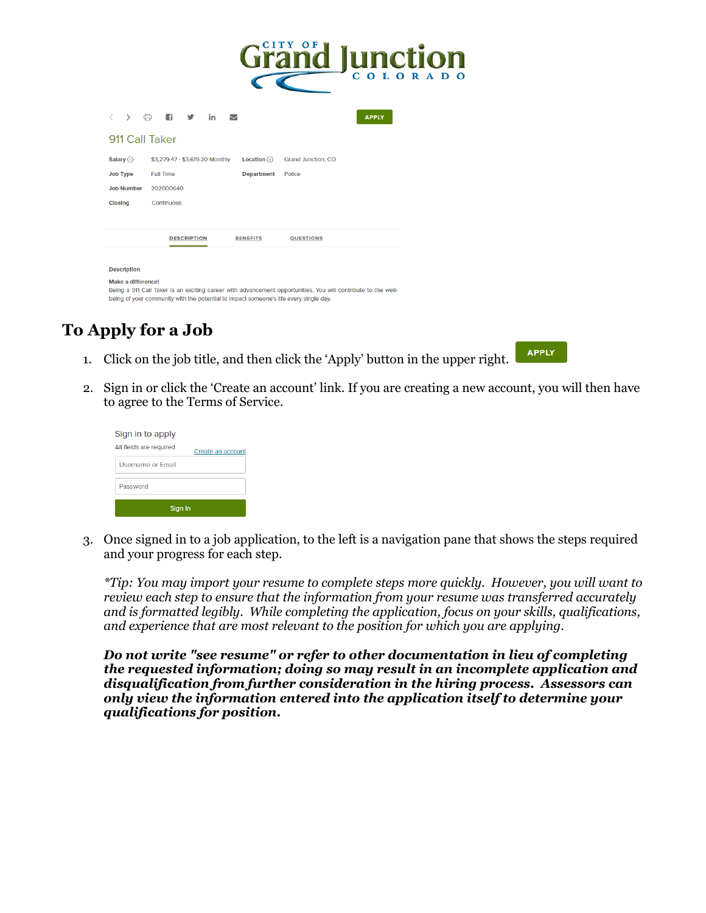CITY OF Grand Junction COLORADO

APPLY

911 Call Taker

| Salary | $3,279.47 - $3,619.20 Monthly | Location | Grand Junction, CO |
| --- | --- | --- | --- |
| Job Type | Full Time | Department | Police |
| Job Number | 202000640 | | |
| Closing | Continuous | | |

DESCRIPTION BENEFITS QUESTIONS

Description

Make a difference!

Being a 911 Call Taker is an exciting career with advancement opportunities. You will contribute to the well-being of your community with the potential to impact someone's life every single day.

## To Apply for a Job

1. Click on the job title, and then click the 'Apply' button in the upper right. APPLY
2. Sign in or click the 'Create an account' link. If you are creating a new account, you will then have to agree to the Terms of Service.

   Sign in to apply

   All fields are required

   Create an account

   Username or Email

   Password

   Sign In

3. Once signed in to a job application, to the left is a navigation pane that shows the steps required and your progress for each step.

   *\*Tip: You may import your resume to complete steps more quickly. However, you will want to review each step to ensure that the information from your resume was transferred accurately and is formatted legibly. While completing the application, focus on your skills, qualifications, and experience that are most relevant to the position for which you are applying.*

   ***Do not write "see resume" or refer to other documentation in lieu of completing the requested information; doing so may result in an incomplete application and disqualification from further consideration in the hiring process. Assessors can only view the information entered into the application itself to determine your qualifications for position.***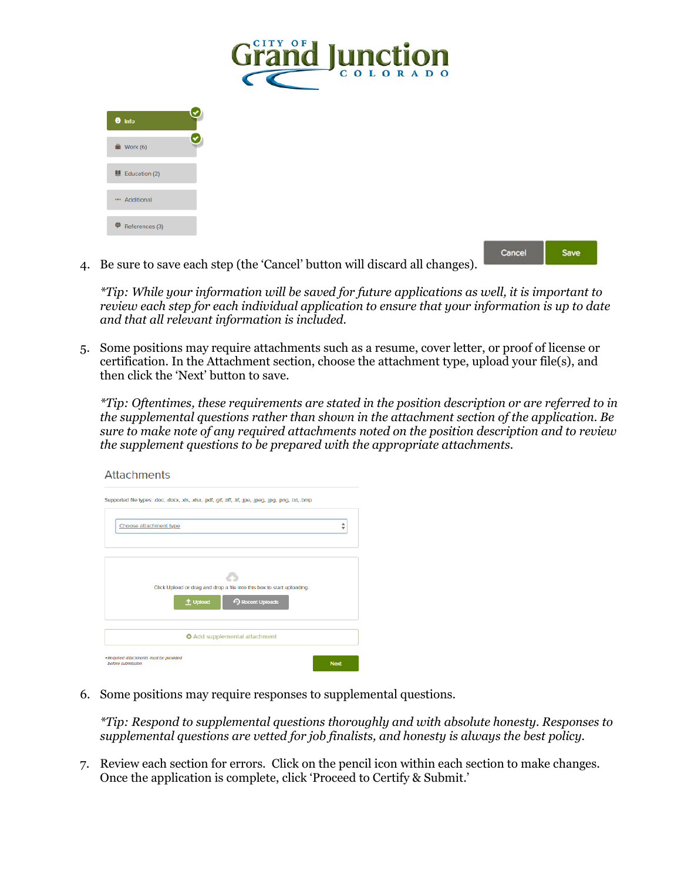4. Be sure to save each step (the ‘Cancel’ button will discard all changes).

   *\*Tip: While your information will be saved for future applications as well, it is important to review each step for each individual application to ensure that your information is up to date and that all relevant information is included.*

5. Some positions may require attachments such as a resume, cover letter, or proof of license or certification. In the Attachment section, choose the attachment type, upload your file(s), and then click the ‘Next’ button to save.

   *\*Tip: Oftentimes, these requirements are stated in the position description or are referred to in the supplemental questions rather than shown in the attachment section of the application. Be sure to make note of any required attachments noted on the position description and to review the supplement questions to be prepared with the appropriate attachments.*

6. Some positions may require responses to supplemental questions.

   *\*Tip: Respond to supplemental questions thoroughly and with absolute honesty. Responses to supplemental questions are vetted for job finalists, and honesty is always the best policy.*

7. Review each section for errors. Click on the pencil icon within each section to make changes. Once the application is complete, click ‘Proceed to Certify & Submit.’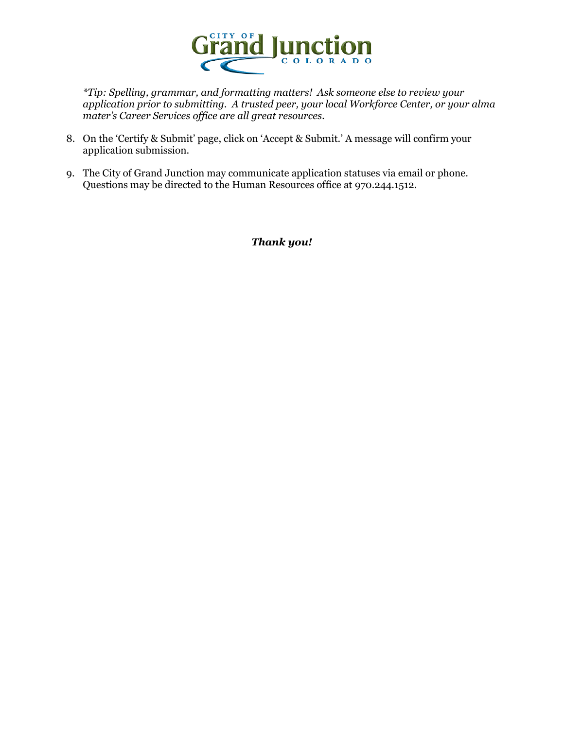*\*Tip: Spelling, grammar, and formatting matters! Ask someone else to review your application prior to submitting. A trusted peer, your local Workforce Center, or your alma mater's Career Services office are all great resources.*

8. On the 'Certify & Submit' page, click on 'Accept & Submit.' A message will confirm your application submission.

9. The City of Grand Junction may communicate application statuses via email or phone. Questions may be directed to the Human Resources office at 970.244.1512.

***Thank you!***